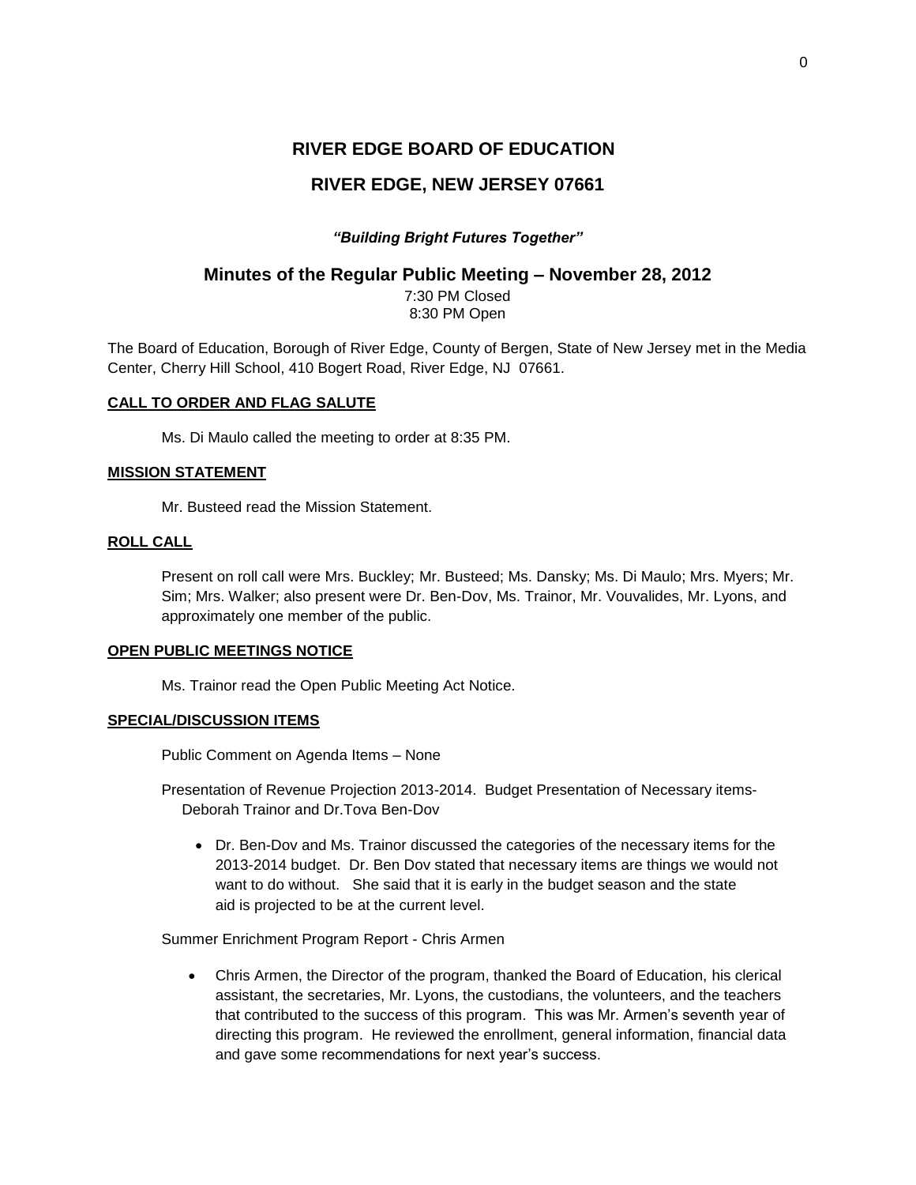## RIVER EDGE BOARD OF EDUCATION

## RIVER EDGE, NEW JERSEY 07661

***"Building Bright Futures Together"***

### Minutes of the Regular Public Meeting – November 28, 2012

7:30 PM Closed
8:30 PM Open

The Board of Education, Borough of River Edge, County of Bergen, State of New Jersey met in the Media Center, Cherry Hill School, 410 Bogert Road, River Edge, NJ 07661.

**CALL TO ORDER AND FLAG SALUTE**

Ms. Di Maulo called the meeting to order at 8:35 PM.

**MISSION STATEMENT**

Mr. Busteed read the Mission Statement.

**ROLL CALL**

Present on roll call were Mrs. Buckley; Mr. Busteed; Ms. Dansky; Ms. Di Maulo; Mrs. Myers; Mr. Sim; Mrs. Walker; also present were Dr. Ben-Dov, Ms. Trainor, Mr. Vouvalides, Mr. Lyons, and approximately one member of the public.

**OPEN PUBLIC MEETINGS NOTICE**

Ms. Trainor read the Open Public Meeting Act Notice.

**SPECIAL/DISCUSSION ITEMS**

Public Comment on Agenda Items – None

Presentation of Revenue Projection 2013-2014. Budget Presentation of Necessary items- Deborah Trainor and Dr.Tova Ben-Dov

- Dr. Ben-Dov and Ms. Trainor discussed the categories of the necessary items for the 2013-2014 budget. Dr. Ben Dov stated that necessary items are things we would not want to do without. She said that it is early in the budget season and the state aid is projected to be at the current level.

Summer Enrichment Program Report - Chris Armen

- Chris Armen, the Director of the program, thanked the Board of Education, his clerical assistant, the secretaries, Mr. Lyons, the custodians, the volunteers, and the teachers that contributed to the success of this program. This was Mr. Armen's seventh year of directing this program. He reviewed the enrollment, general information, financial data and gave some recommendations for next year's success.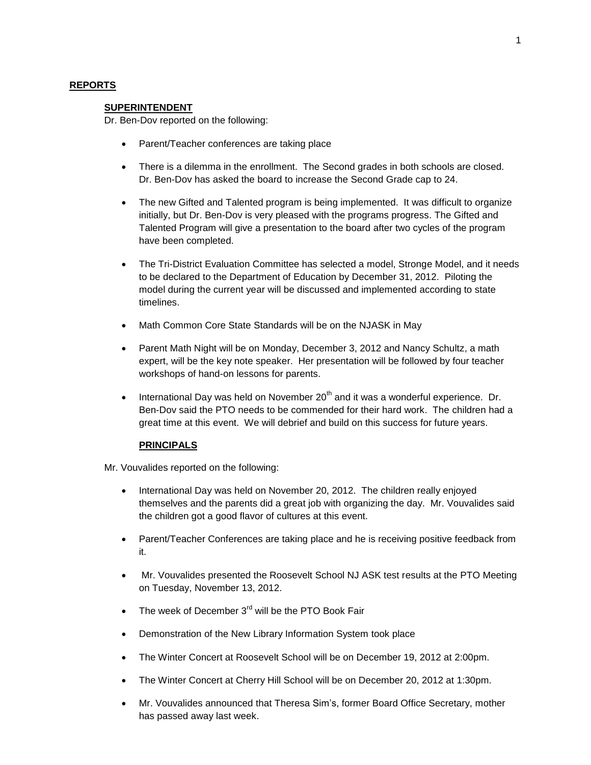## REPORTS

### SUPERINTENDENT

Dr. Ben-Dov reported on the following:

- Parent/Teacher conferences are taking place
- There is a dilemma in the enrollment. The Second grades in both schools are closed. Dr. Ben-Dov has asked the board to increase the Second Grade cap to 24.
- The new Gifted and Talented program is being implemented. It was difficult to organize initially, but Dr. Ben-Dov is very pleased with the programs progress. The Gifted and Talented Program will give a presentation to the board after two cycles of the program have been completed.
- The Tri-District Evaluation Committee has selected a model, Stronge Model, and it needs to be declared to the Department of Education by December 31, 2012. Piloting the model during the current year will be discussed and implemented according to state timelines.
- Math Common Core State Standards will be on the NJASK in May
- Parent Math Night will be on Monday, December 3, 2012 and Nancy Schultz, a math expert, will be the key note speaker. Her presentation will be followed by four teacher workshops of hand-on lessons for parents.
- International Day was held on November 20th and it was a wonderful experience. Dr. Ben-Dov said the PTO needs to be commended for their hard work. The children had a great time at this event. We will debrief and build on this success for future years.

### PRINCIPALS

Mr. Vouvalides reported on the following:

- International Day was held on November 20, 2012. The children really enjoyed themselves and the parents did a great job with organizing the day. Mr. Vouvalides said the children got a good flavor of cultures at this event.
- Parent/Teacher Conferences are taking place and he is receiving positive feedback from it.
- Mr. Vouvalides presented the Roosevelt School NJ ASK test results at the PTO Meeting on Tuesday, November 13, 2012.
- The week of December 3rd will be the PTO Book Fair
- Demonstration of the New Library Information System took place
- The Winter Concert at Roosevelt School will be on December 19, 2012 at 2:00pm.
- The Winter Concert at Cherry Hill School will be on December 20, 2012 at 1:30pm.
- Mr. Vouvalides announced that Theresa Sim's, former Board Office Secretary, mother has passed away last week.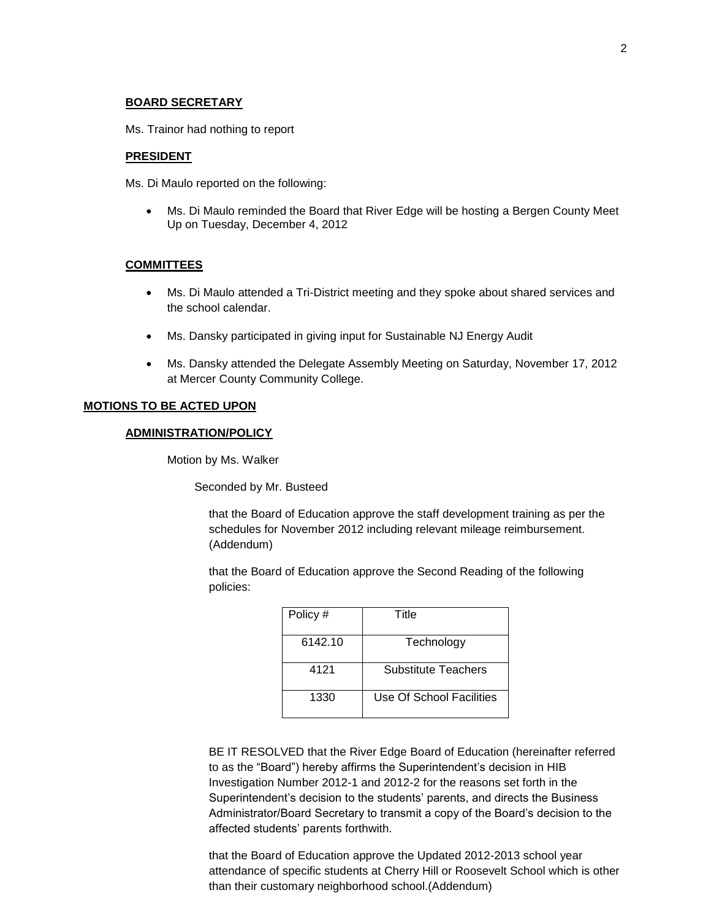**BOARD SECRETARY**

Ms. Trainor had nothing to report

**PRESIDENT**

Ms. Di Maulo reported on the following:

- Ms. Di Maulo reminded the Board that River Edge will be hosting a Bergen County Meet Up on Tuesday, December 4, 2012

**COMMITTEES**

- Ms. Di Maulo attended a Tri-District meeting and they spoke about shared services and the school calendar.
- Ms. Dansky participated in giving input for Sustainable NJ Energy Audit
- Ms. Dansky attended the Delegate Assembly Meeting on Saturday, November 17, 2012 at Mercer County Community College.

**MOTIONS TO BE ACTED UPON**

**ADMINISTRATION/POLICY**

Motion by Ms. Walker

Seconded by Mr. Busteed

that the Board of Education approve the staff development training as per the schedules for November 2012 including relevant mileage reimbursement. (Addendum)

that the Board of Education approve the Second Reading of the following policies:

| Policy # | Title |
|---|---|
| 6142.10 | Technology |
| 4121 | Substitute Teachers |
| 1330 | Use Of School Facilities |

BE IT RESOLVED that the River Edge Board of Education (hereinafter referred to as the "Board") hereby affirms the Superintendent's decision in HIB Investigation Number 2012-1 and 2012-2 for the reasons set forth in the Superintendent's decision to the students' parents, and directs the Business Administrator/Board Secretary to transmit a copy of the Board's decision to the affected students' parents forthwith.

that the Board of Education approve the Updated 2012-2013 school year attendance of specific students at Cherry Hill or Roosevelt School which is other than their customary neighborhood school.(Addendum)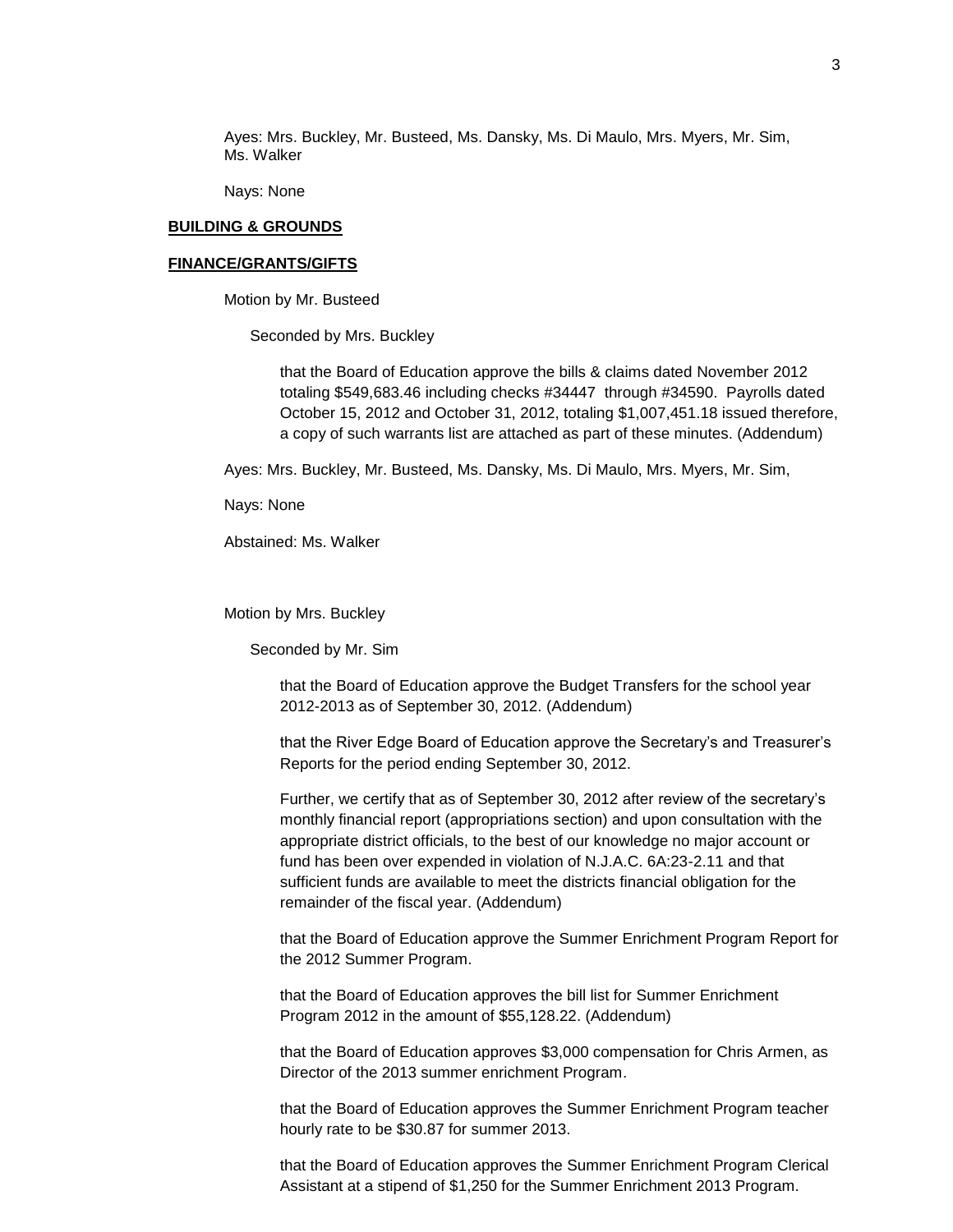Ayes: Mrs. Buckley, Mr. Busteed, Ms. Dansky, Ms. Di Maulo, Mrs. Myers, Mr. Sim, Ms. Walker

Nays: None

**BUILDING & GROUNDS**

**FINANCE/GRANTS/GIFTS**

Motion by Mr. Busteed

Seconded by Mrs. Buckley

that the Board of Education approve the bills & claims dated November 2012 totaling $549,683.46 including checks #34447 through #34590. Payrolls dated October 15, 2012 and October 31, 2012, totaling $1,007,451.18 issued therefore, a copy of such warrants list are attached as part of these minutes. (Addendum)

Ayes: Mrs. Buckley, Mr. Busteed, Ms. Dansky, Ms. Di Maulo, Mrs. Myers, Mr. Sim,

Nays: None

Abstained: Ms. Walker

Motion by Mrs. Buckley

Seconded by Mr. Sim

that the Board of Education approve the Budget Transfers for the school year 2012-2013 as of September 30, 2012. (Addendum)

that the River Edge Board of Education approve the Secretary's and Treasurer's Reports for the period ending September 30, 2012.

Further, we certify that as of September 30, 2012 after review of the secretary's monthly financial report (appropriations section) and upon consultation with the appropriate district officials, to the best of our knowledge no major account or fund has been over expended in violation of N.J.A.C. 6A:23-2.11 and that sufficient funds are available to meet the districts financial obligation for the remainder of the fiscal year. (Addendum)

that the Board of Education approve the Summer Enrichment Program Report for the 2012 Summer Program.

that the Board of Education approves the bill list for Summer Enrichment Program 2012 in the amount of $55,128.22. (Addendum)

that the Board of Education approves $3,000 compensation for Chris Armen, as Director of the 2013 summer enrichment Program.

that the Board of Education approves the Summer Enrichment Program teacher hourly rate to be $30.87 for summer 2013.

that the Board of Education approves the Summer Enrichment Program Clerical Assistant at a stipend of $1,250 for the Summer Enrichment 2013 Program.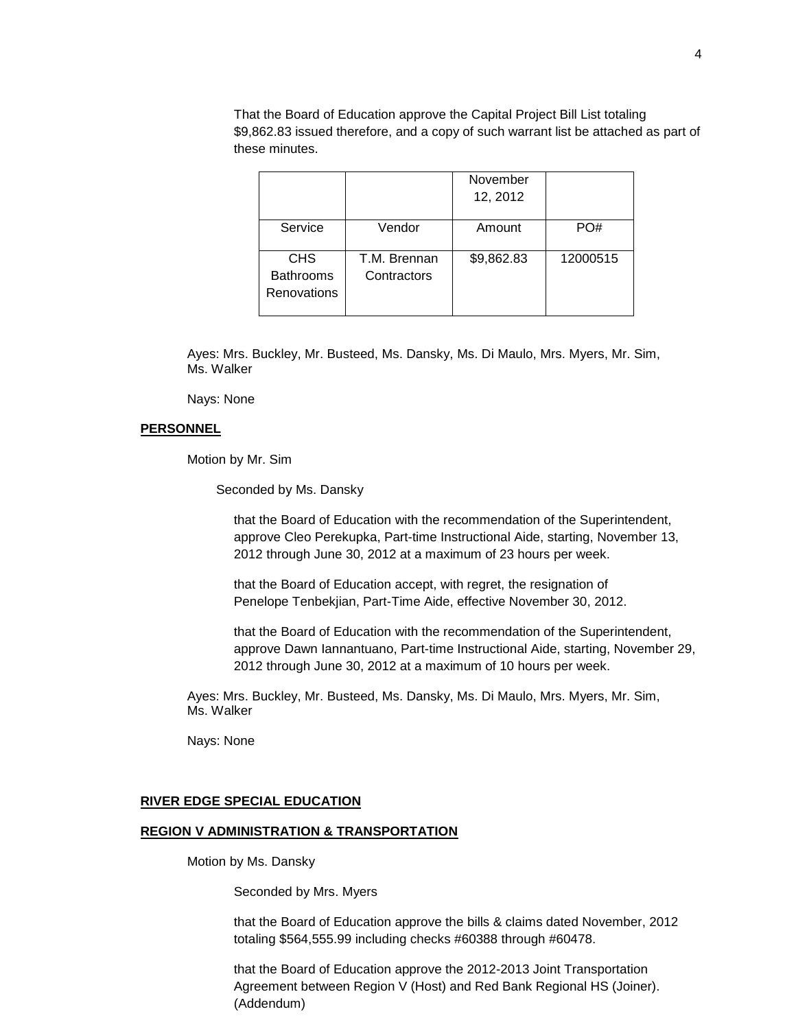That the Board of Education approve the Capital Project Bill List totaling $9,862.83 issued therefore, and a copy of such warrant list be attached as part of these minutes.

| | | November 12, 2012 | |
|---|---|---|---|
| Service | Vendor | Amount | PO# |
| CHS Bathrooms Renovations | T.M. Brennan Contractors | $9,862.83 | 12000515 |

Ayes: Mrs. Buckley, Mr. Busteed, Ms. Dansky, Ms. Di Maulo, Mrs. Myers, Mr. Sim, Ms. Walker

Nays: None

## PERSONNEL

Motion by Mr. Sim

Seconded by Ms. Dansky

that the Board of Education with the recommendation of the Superintendent, approve Cleo Perekupka, Part-time Instructional Aide, starting, November 13, 2012 through June 30, 2012 at a maximum of 23 hours per week.

that the Board of Education accept, with regret, the resignation of Penelope Tenbekjian, Part-Time Aide, effective November 30, 2012.

that the Board of Education with the recommendation of the Superintendent, approve Dawn Iannantuano, Part-time Instructional Aide, starting, November 29, 2012 through June 30, 2012 at a maximum of 10 hours per week.

Ayes: Mrs. Buckley, Mr. Busteed, Ms. Dansky, Ms. Di Maulo, Mrs. Myers, Mr. Sim, Ms. Walker

Nays: None

## RIVER EDGE SPECIAL EDUCATION

## REGION V ADMINISTRATION & TRANSPORTATION

Motion by Ms. Dansky

Seconded by Mrs. Myers

that the Board of Education approve the bills & claims dated November, 2012 totaling $564,555.99 including checks #60388 through #60478.

that the Board of Education approve the 2012-2013 Joint Transportation Agreement between Region V (Host) and Red Bank Regional HS (Joiner). (Addendum)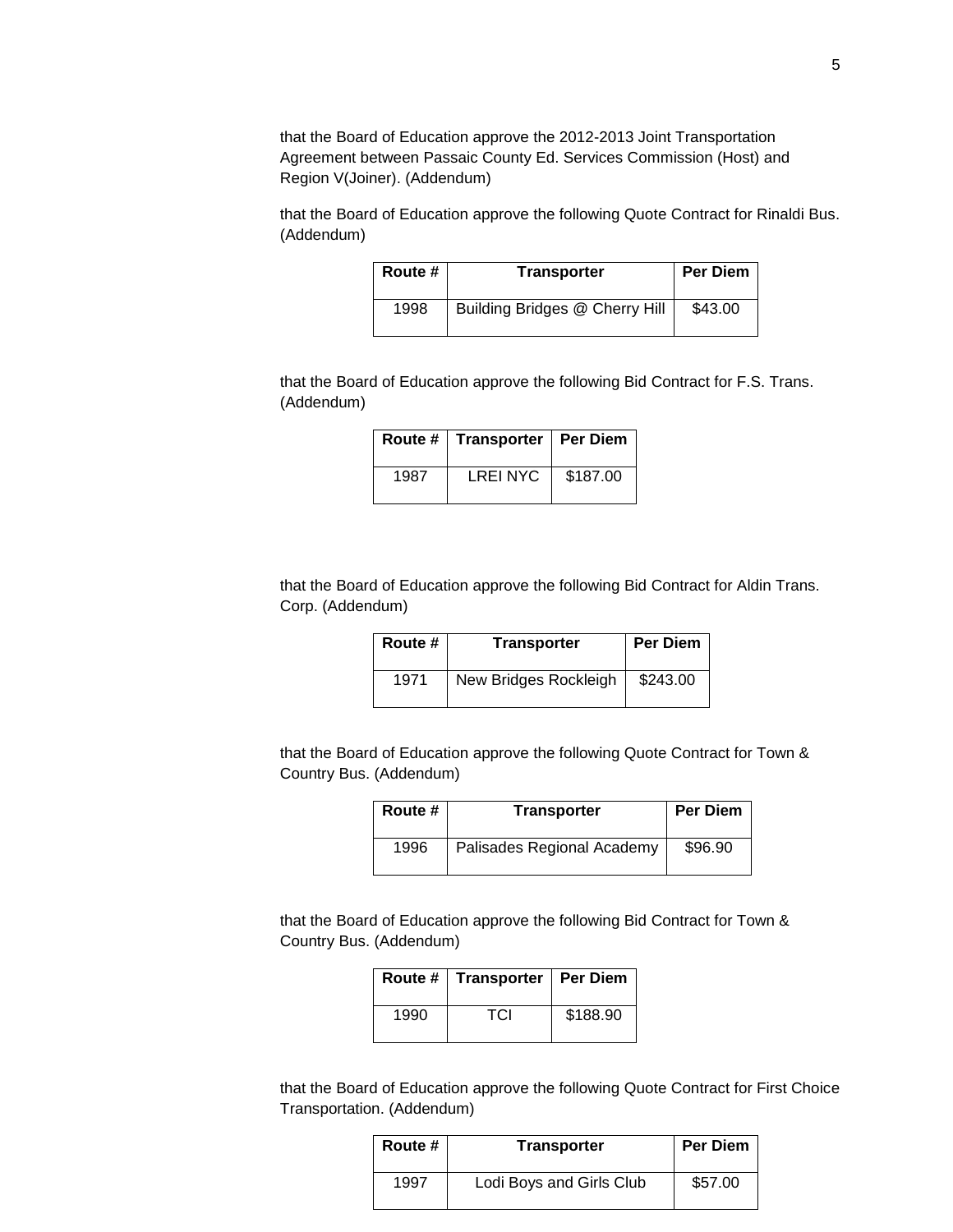that the Board of Education approve the 2012-2013 Joint Transportation Agreement between Passaic County Ed. Services Commission (Host) and Region V(Joiner). (Addendum)

that the Board of Education approve the following Quote Contract for Rinaldi Bus. (Addendum)

| Route # | Transporter | Per Diem |
|---|---|---|
| 1998 | Building Bridges @ Cherry Hill | $43.00 |

that the Board of Education approve the following Bid Contract for F.S. Trans. (Addendum)

| Route # | Transporter | Per Diem |
|---|---|---|
| 1987 | LREI NYC | $187.00 |

that the Board of Education approve the following Bid Contract for Aldin Trans. Corp. (Addendum)

| Route # | Transporter | Per Diem |
|---|---|---|
| 1971 | New Bridges Rockleigh | $243.00 |

that the Board of Education approve the following Quote Contract for Town & Country Bus. (Addendum)

| Route # | Transporter | Per Diem |
|---|---|---|
| 1996 | Palisades Regional Academy | $96.90 |

that the Board of Education approve the following Bid Contract for Town & Country Bus. (Addendum)

| Route # | Transporter | Per Diem |
|---|---|---|
| 1990 | TCI | $188.90 |

that the Board of Education approve the following Quote Contract for First Choice Transportation. (Addendum)

| Route # | Transporter | Per Diem |
|---|---|---|
| 1997 | Lodi Boys and Girls Club | $57.00 |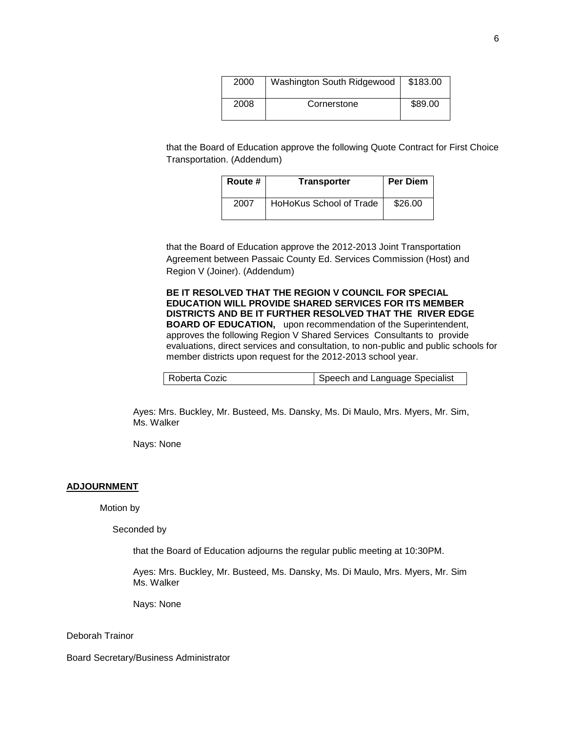| | | |
|---|---|---|
| 2000 | Washington South Ridgewood | \$183.00 |
| 2008 | Cornerstone | \$89.00 |

that the Board of Education approve the following Quote Contract for First Choice Transportation. (Addendum)

| Route # | Transporter | Per Diem |
|---|---|---|
| 2007 | HoHoKus School of Trade | \$26.00 |

that the Board of Education approve the 2012-2013 Joint Transportation Agreement between Passaic County Ed. Services Commission (Host) and Region V (Joiner). (Addendum)

**BE IT RESOLVED THAT THE REGION V COUNCIL FOR SPECIAL EDUCATION WILL PROVIDE SHARED SERVICES FOR ITS MEMBER DISTRICTS AND BE IT FURTHER RESOLVED THAT THE RIVER EDGE BOARD OF EDUCATION,** upon recommendation of the Superintendent, approves the following Region V Shared Services Consultants to provide evaluations, direct services and consultation, to non-public and public schools for member districts upon request for the 2012-2013 school year.

| | |
|---|---|
| Roberta Cozic | Speech and Language Specialist |

Ayes: Mrs. Buckley, Mr. Busteed, Ms. Dansky, Ms. Di Maulo, Mrs. Myers, Mr. Sim, Ms. Walker

Nays: None

**ADJOURNMENT**

Motion by

Seconded by

that the Board of Education adjourns the regular public meeting at 10:30PM.

Ayes: Mrs. Buckley, Mr. Busteed, Ms. Dansky, Ms. Di Maulo, Mrs. Myers, Mr. Sim Ms. Walker

Nays: None

Deborah Trainor

Board Secretary/Business Administrator